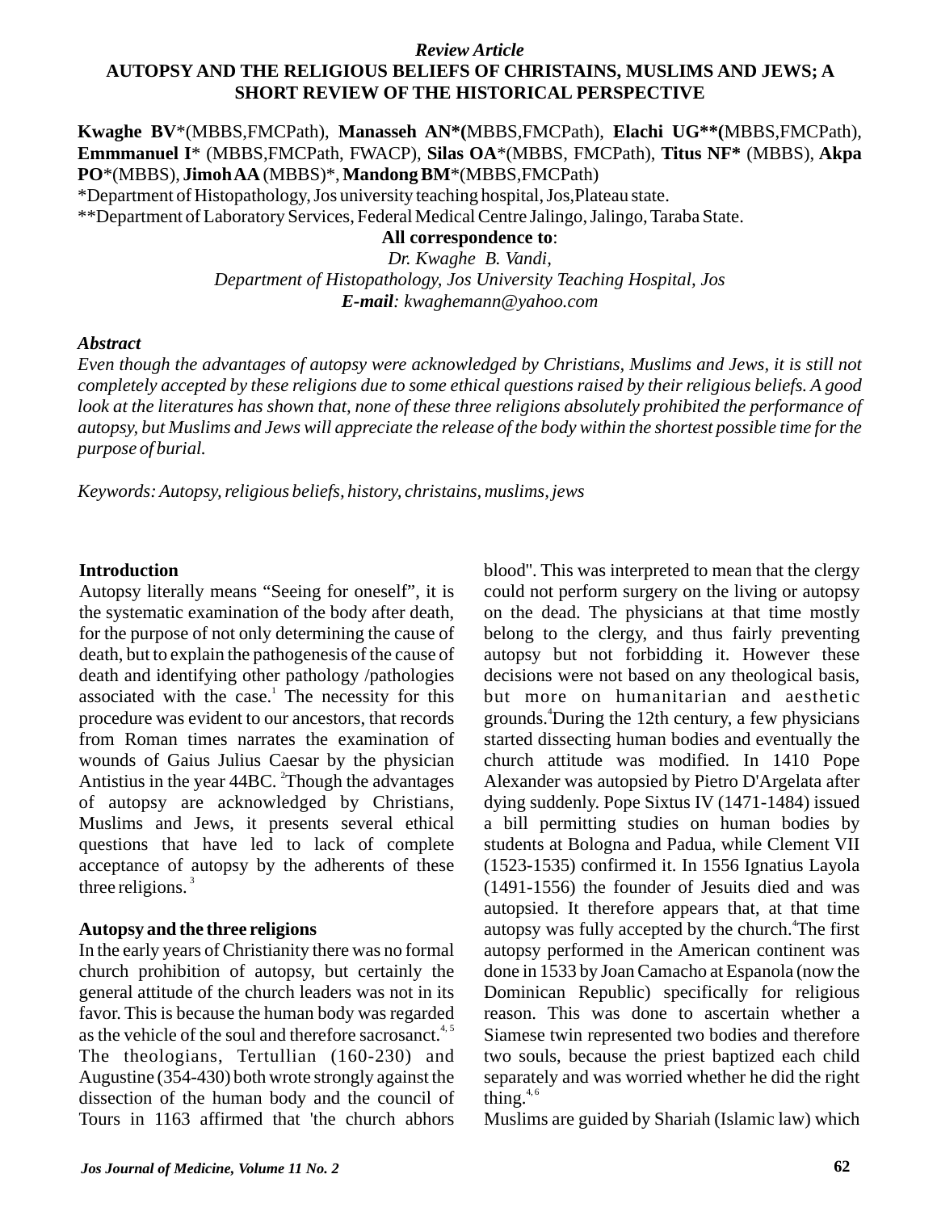*Review Article*

# AUTOPSY AND THE RELIGIOUS BELIEFS OF CHRISTAINS, MUSLIMS AND JEWS; A SHORT REVIEW OF THE HISTORICAL PERSPECTIVE

**Kwaghe BV**\*(MBBS,FMCPath), **Manasseh AN\*(**MBBS,FMCPath), **Elachi UG\*\*(**MBBS,FMCPath), **Emmmanuel I**\* (MBBS,FMCPath, FWACP), **Silas OA**\*(MBBS, FMCPath), **Titus NF\*** (MBBS), **Akpa PO**\*(MBBS), **Jimoh AA** (MBBS)\*, **Mandong BM**\*(MBBS,FMCPath)

\*Department of Histopathology, Jos university teaching hospital, Jos,Plateau state.

\*\*Department of Laboratory Services, Federal Medical Centre Jalingo, Jalingo, Taraba State.

**All correspondence to**:
*Dr. Kwaghe B. Vandi,*
*Department of Histopathology, Jos University Teaching Hospital, Jos*
***E-mail**: kwaghemann@yahoo.com*

### *Abstract*

*Even though the advantages of autopsy were acknowledged by Christians, Muslims and Jews, it is still not completely accepted by these religions due to some ethical questions raised by their religious beliefs. A good look at the literatures has shown that, none of these three religions absolutely prohibited the performance of autopsy, but Muslims and Jews will appreciate the release of the body within the shortest possible time for the purpose of burial.*

*Keywords: Autopsy, religious beliefs, history, christains, muslims, jews*

## Introduction

Autopsy literally means "Seeing for oneself", it is the systematic examination of the body after death, for the purpose of not only determining the cause of death, but to explain the pathogenesis of the cause of death and identifying other pathology /pathologies associated with the case.[1] The necessity for this procedure was evident to our ancestors, that records from Roman times narrates the examination of wounds of Gaius Julius Caesar by the physician Antistius in the year 44BC. [2]Though the advantages of autopsy are acknowledged by Christians, Muslims and Jews, it presents several ethical questions that have led to lack of complete acceptance of autopsy by the adherents of these three religions. [3]

## Autopsy and the three religions

In the early years of Christianity there was no formal church prohibition of autopsy, but certainly the general attitude of the church leaders was not in its favor. This is because the human body was regarded as the vehicle of the soul and therefore sacrosanct.[4, 5] The theologians, Tertullian (160-230) and Augustine (354-430) both wrote strongly against the dissection of the human body and the council of Tours in 1163 affirmed that 'the church abhors blood". This was interpreted to mean that the clergy could not perform surgery on the living or autopsy on the dead. The physicians at that time mostly belong to the clergy, and thus fairly preventing autopsy but not forbidding it. However these decisions were not based on any theological basis, but more on humanitarian and aesthetic grounds.[4]During the 12th century, a few physicians started dissecting human bodies and eventually the church attitude was modified. In 1410 Pope Alexander was autopsied by Pietro D'Argelata after dying suddenly. Pope Sixtus IV (1471-1484) issued a bill permitting studies on human bodies by students at Bologna and Padua, while Clement VII (1523-1535) confirmed it. In 1556 Ignatius Layola (1491-1556) the founder of Jesuits died and was autopsied. It therefore appears that, at that time autopsy was fully accepted by the church.[4]The first autopsy performed in the American continent was done in 1533 by Joan Camacho at Espanola (now the Dominican Republic) specifically for religious reason. This was done to ascertain whether a Siamese twin represented two bodies and therefore two souls, because the priest baptized each child separately and was worried whether he did the right thing.[4, 6]

Muslims are guided by Shariah (Islamic law) which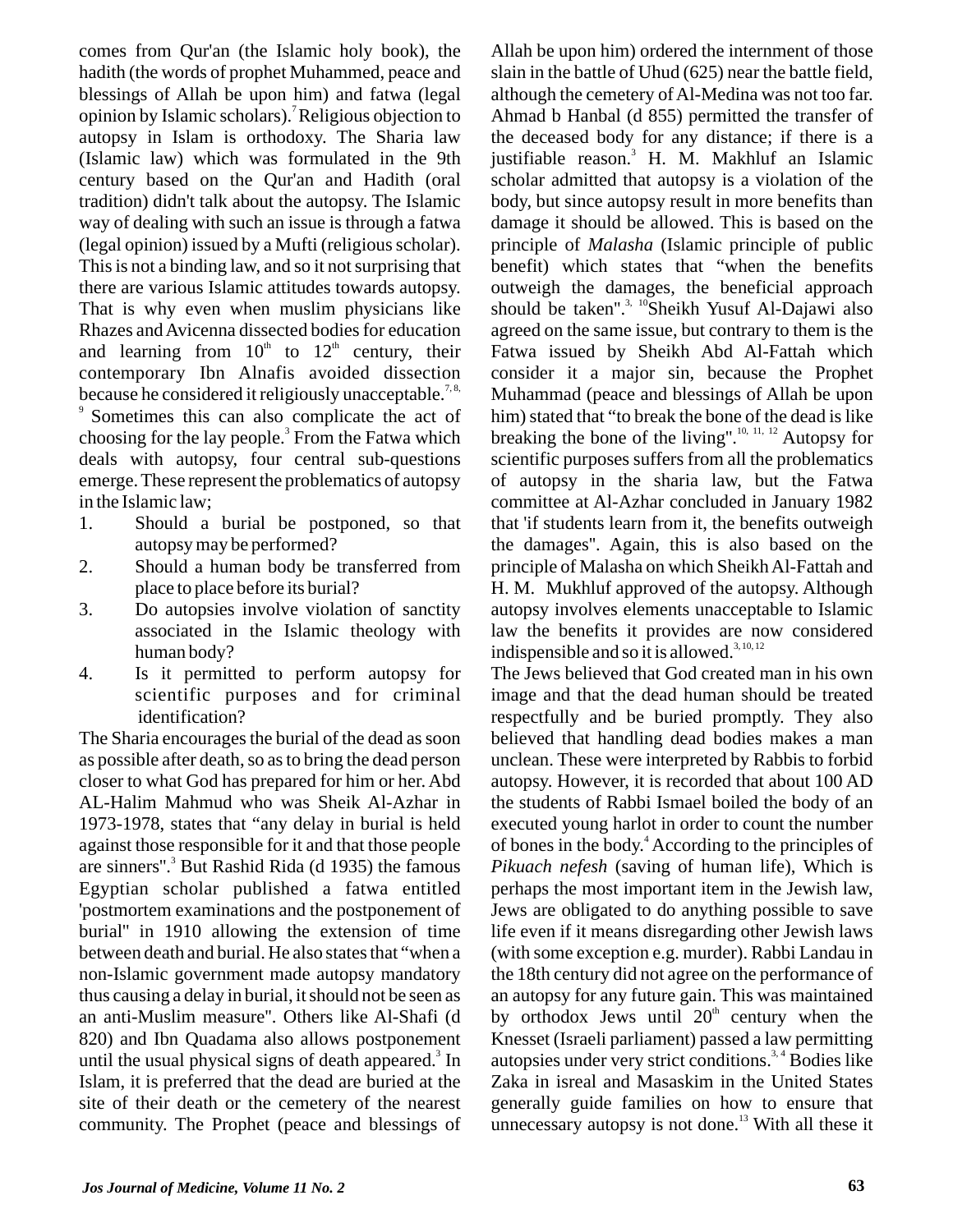comes from Qur'an (the Islamic holy book), the hadith (the words of prophet Muhammed, peace and blessings of Allah be upon him) and fatwa (legal opinion by Islamic scholars).[7] Religious objection to autopsy in Islam is orthodoxy. The Sharia law (Islamic law) which was formulated in the 9th century based on the Qur'an and Hadith (oral tradition) didn't talk about the autopsy. The Islamic way of dealing with such an issue is through a fatwa (legal opinion) issued by a Mufti (religious scholar). This is not a binding law, and so it not surprising that there are various Islamic attitudes towards autopsy. That is why even when muslim physicians like Rhazes and Avicenna dissected bodies for education and learning from 10th to 12th century, their contemporary Ibn Alnafis avoided dissection because he considered it religiously unacceptable.[7, 8, 9] Sometimes this can also complicate the act of choosing for the lay people.[3] From the Fatwa which deals with autopsy, four central sub-questions emerge. These represent the problematics of autopsy in the Islamic law;

1. Should a burial be postponed, so that autopsy may be performed?
2. Should a human body be transferred from place to place before its burial?
3. Do autopsies involve violation of sanctity associated in the Islamic theology with human body?
4. Is it permitted to perform autopsy for scientific purposes and for criminal identification?

The Sharia encourages the burial of the dead as soon as possible after death, so as to bring the dead person closer to what God has prepared for him or her. Abd AL-Halim Mahmud who was Sheik Al-Azhar in 1973-1978, states that "any delay in burial is held against those responsible for it and that those people are sinners".[3] But Rashid Rida (d 1935) the famous Egyptian scholar published a fatwa entitled 'postmortem examinations and the postponement of burial" in 1910 allowing the extension of time between death and burial. He also states that "when a non-Islamic government made autopsy mandatory thus causing a delay in burial, it should not be seen as an anti-Muslim measure". Others like Al-Shafi (d 820) and Ibn Quadama also allows postponement until the usual physical signs of death appeared.[3] In Islam, it is preferred that the dead are buried at the site of their death or the cemetery of the nearest community. The Prophet (peace and blessings of Allah be upon him) ordered the internment of those slain in the battle of Uhud (625) near the battle field, although the cemetery of Al-Medina was not too far. Ahmad b Hanbal (d 855) permitted the transfer of the deceased body for any distance; if there is a justifiable reason.[3] H. M. Makhluf an Islamic scholar admitted that autopsy is a violation of the body, but since autopsy result in more benefits than damage it should be allowed. This is based on the principle of *Malasha* (Islamic principle of public benefit) which states that "when the benefits outweigh the damages, the beneficial approach should be taken".[3, 10] Sheikh Yusuf Al-Dajawi also agreed on the same issue, but contrary to them is the Fatwa issued by Sheikh Abd Al-Fattah which consider it a major sin, because the Prophet Muhammad (peace and blessings of Allah be upon him) stated that "to break the bone of the dead is like breaking the bone of the living".[10, 11, 12] Autopsy for scientific purposes suffers from all the problematics of autopsy in the sharia law, but the Fatwa committee at Al-Azhar concluded in January 1982 that 'if students learn from it, the benefits outweigh the damages". Again, this is also based on the principle of Malasha on which Sheikh Al-Fattah and H. M. Mukhluf approved of the autopsy. Although autopsy involves elements unacceptable to Islamic law the benefits it provides are now considered indispensible and so it is allowed.[3, 10, 12]

The Jews believed that God created man in his own image and that the dead human should be treated respectfully and be buried promptly. They also believed that handling dead bodies makes a man unclean. These were interpreted by Rabbis to forbid autopsy. However, it is recorded that about 100 AD the students of Rabbi Ismael boiled the body of an executed young harlot in order to count the number of bones in the body.[4] According to the principles of *Pikuach nefesh* (saving of human life), Which is perhaps the most important item in the Jewish law, Jews are obligated to do anything possible to save life even if it means disregarding other Jewish laws (with some exception e.g. murder). Rabbi Landau in the 18th century did not agree on the performance of an autopsy for any future gain. This was maintained by orthodox Jews until 20th century when the Knesset (Israeli parliament) passed a law permitting autopsies under very strict conditions.[3, 4] Bodies like Zaka in isreal and Masaskim in the United States generally guide families on how to ensure that unnecessary autopsy is not done.[13] With all these it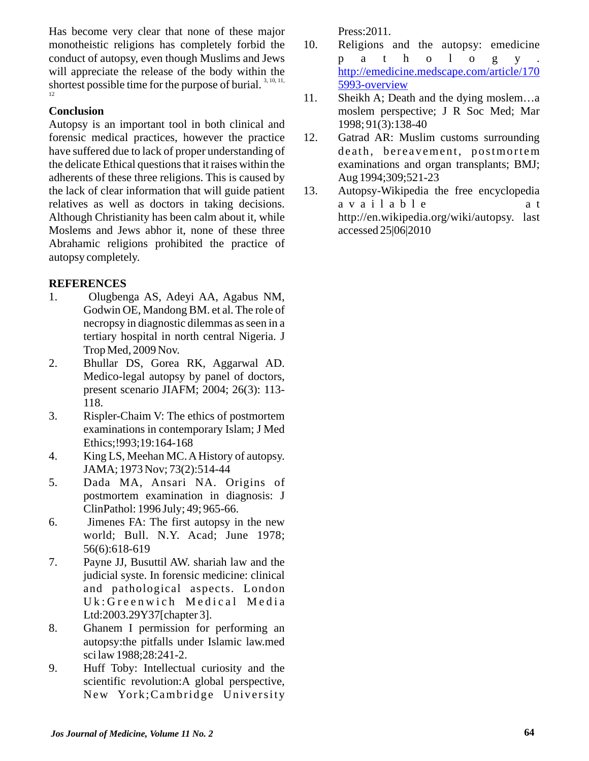Has become very clear that none of these major monotheistic religions has completely forbid the conduct of autopsy, even though Muslims and Jews will appreciate the release of the body within the shortest possible time for the purpose of burial. [3, 10, 11, 12]

## Conclusion

Autopsy is an important tool in both clinical and forensic medical practices, however the practice have suffered due to lack of proper understanding of the delicate Ethical questions that it raises within the adherents of these three religions. This is caused by the lack of clear information that will guide patient relatives as well as doctors in taking decisions. Although Christianity has been calm about it, while Moslems and Jews abhor it, none of these three Abrahamic religions prohibited the practice of autopsy completely.

## REFERENCES

1. Olugbenga AS, Adeyi AA, Agabus NM, Godwin OE, Mandong BM. et al. The role of necropsy in diagnostic dilemmas as seen in a tertiary hospital in north central Nigeria. J Trop Med, 2009 Nov.
2. Bhullar DS, Gorea RK, Aggarwal AD. Medico-legal autopsy by panel of doctors, present scenario JIAFM; 2004; 26(3): 113-118.
3. Rispler-Chaim V: The ethics of postmortem examinations in contemporary Islam; J Med Ethics;!993;19:164-168
4. King LS, Meehan MC. A History of autopsy. JAMA; 1973 Nov; 73(2):514-44
5. Dada MA, Ansari NA. Origins of postmortem examination in diagnosis: J ClinPathol: 1996 July; 49; 965-66.
6. Jimenes FA: The first autopsy in the new world; Bull. N.Y. Acad; June 1978; 56(6):618-619
7. Payne JJ, Busuttil AW. shariah law and the judicial syste. In forensic medicine: clinical and pathological aspects. London Uk:Greenwich Medical Media Ltd:2003.29Y37[chapter 3].
8. Ghanem I permission for performing an autopsy:the pitfalls under Islamic law.med sci law 1988;28:241-2.
9. Huff Toby: Intellectual curiosity and the scientific revolution:A global perspective, New York;Cambridge University Press:2011.
10. Religions and the autopsy: emedicine pathology. http://emedicine.medscape.com/article/1705993-overview
11. Sheikh A; Death and the dying moslem…a moslem perspective; J R Soc Med; Mar 1998; 91(3):138-40
12. Gatrad AR: Muslim customs surrounding death, bereavement, postmortem examinations and organ transplants; BMJ; Aug 1994;309;521-23
13. Autopsy-Wikipedia the free encyclopedia available at http://en.wikipedia.org/wiki/autopsy. last accessed 25|06|2010